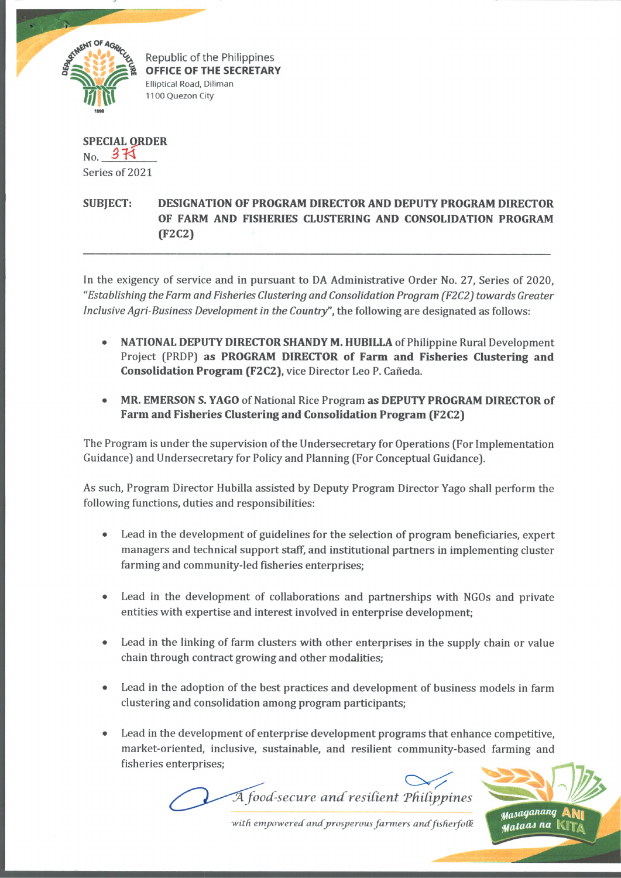Republic of the Philippines
**OFFICE OF THE SECRETARY**
Elliptical Road, Diliman
1100 Quezon City

**SPECIAL ORDER**
No. 371
Series of 2021

**SUBJECT: DESIGNATION OF PROGRAM DIRECTOR AND DEPUTY PROGRAM DIRECTOR OF FARM AND FISHERIES CLUSTERING AND CONSOLIDATION PROGRAM (F2C2)**

---

In the exigency of service and in pursuant to DA Administrative Order No. 27, Series of 2020, *"Establishing the Farm and Fisheries Clustering and Consolidation Program (F2C2) towards Greater Inclusive Agri-Business Development in the Country"*, the following are designated as follows:

- **NATIONAL DEPUTY DIRECTOR SHANDY M. HUBILLA** of Philippine Rural Development Project (PRDP) **as PROGRAM DIRECTOR of Farm and Fisheries Clustering and Consolidation Program (F2C2)**, vice Director Leo P. Cañeda.

- **MR. EMERSON S. YAGO** of National Rice Program **as DEPUTY PROGRAM DIRECTOR of Farm and Fisheries Clustering and Consolidation Program (F2C2)**

The Program is under the supervision of the Undersecretary for Operations (For Implementation Guidance) and Undersecretary for Policy and Planning (For Conceptual Guidance).

As such, Program Director Hubilla assisted by Deputy Program Director Yago shall perform the following functions, duties and responsibilities:

- Lead in the development of guidelines for the selection of program beneficiaries, expert managers and technical support staff, and institutional partners in implementing cluster farming and community-led fisheries enterprises;

- Lead in the development of collaborations and partnerships with NGOs and private entities with expertise and interest involved in enterprise development;

- Lead in the linking of farm clusters with other enterprises in the supply chain or value chain through contract growing and other modalities;

- Lead in the adoption of the best practices and development of business models in farm clustering and consolidation among program participants;

- Lead in the development of enterprise development programs that enhance competitive, market-oriented, inclusive, sustainable, and resilient community-based farming and fisheries enterprises;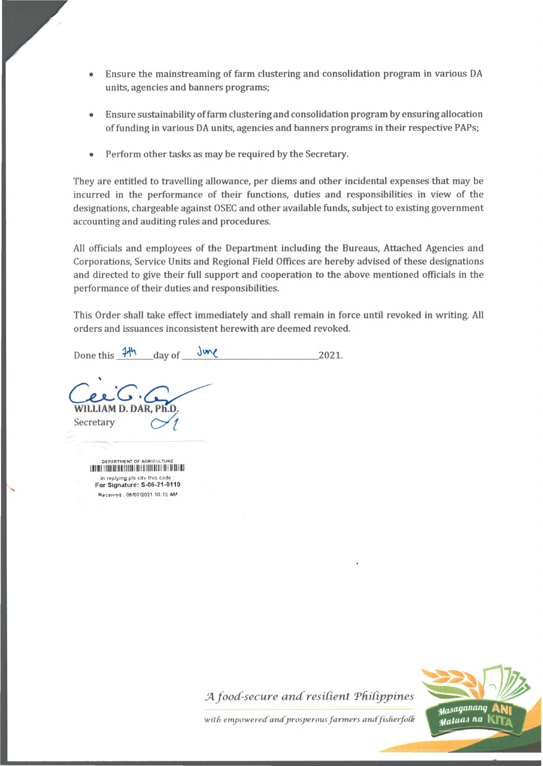- Ensure the mainstreaming of farm clustering and consolidation program in various DA units, agencies and banners programs;
- Ensure sustainability of farm clustering and consolidation program by ensuring allocation of funding in various DA units, agencies and banners programs in their respective PAPs;
- Perform other tasks as may be required by the Secretary.

They are entitled to travelling allowance, per diems and other incidental expenses that may be incurred in the performance of their functions, duties and responsibilities in view of the designations, chargeable against OSEC and other available funds, subject to existing government accounting and auditing rules and procedures.

All officials and employees of the Department including the Bureaus, Attached Agencies and Corporations, Service Units and Regional Field Offices are hereby advised of these designations and directed to give their full support and cooperation to the above mentioned officials in the performance of their duties and responsibilities.

This Order shall take effect immediately and shall remain in force until revoked in writing. All orders and issuances inconsistent herewith are deemed revoked.

Done this 7th day of June 2021.

**WILLIAM D. DAR, Ph.D.**
Secretary

DEPARTMENT OF AGRICULTURE
in replying pls cite this code :
For Signature: S-06-21-0110
Received : 06/07/2021 10:12 AM

*A food-secure and resilient Philippines*
*with empowered and prosperous farmers and fisherfolk*

Masaganang ANI Mataas na KITA